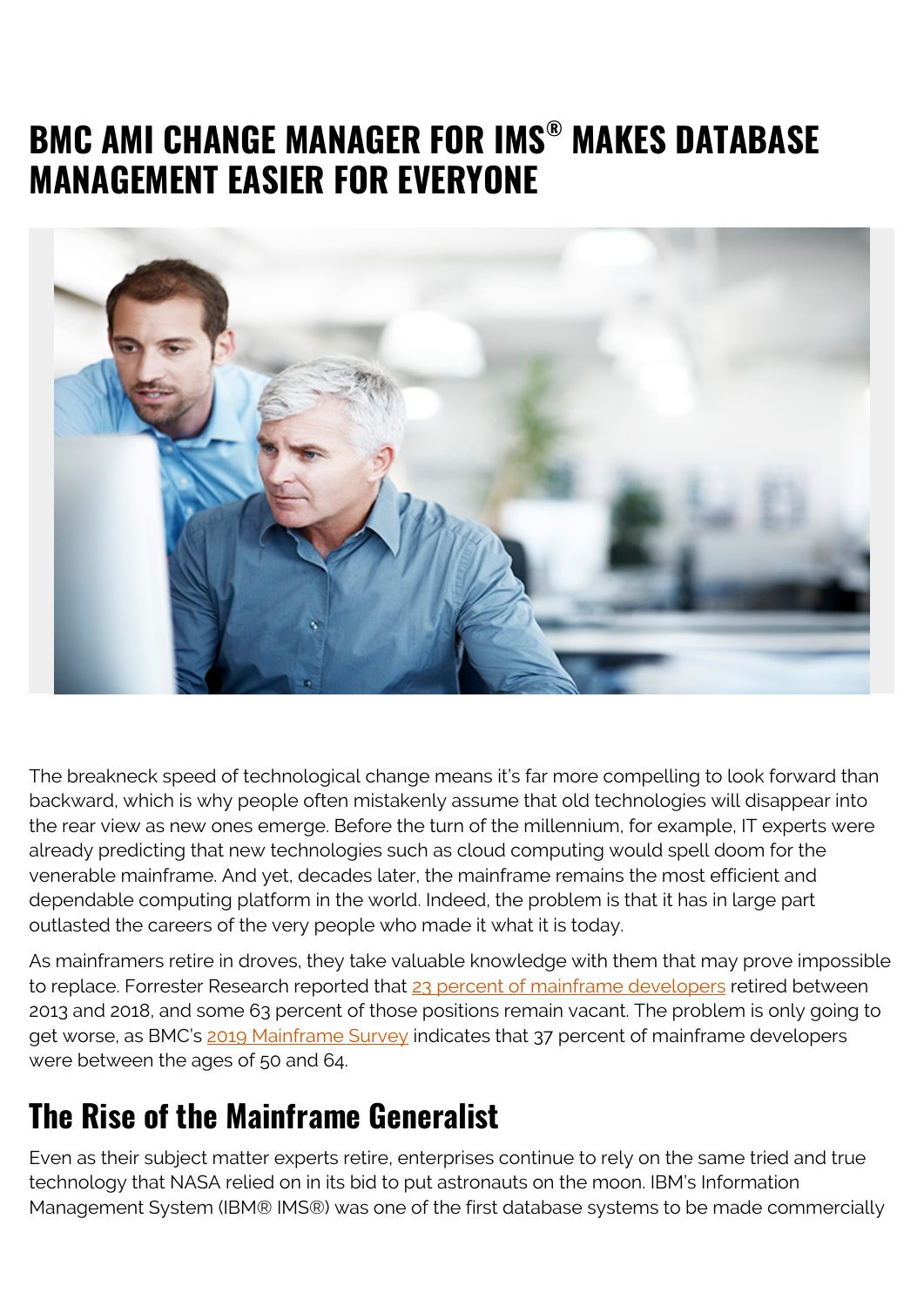# BMC AMI CHANGE MANAGER FOR IMS® MAKES DATABASE MANAGEMENT EASIER FOR EVERYONE

The breakneck speed of technological change means it's far more compelling to look forward than backward, which is why people often mistakenly assume that old technologies will disappear into the rear view as new ones emerge. Before the turn of the millennium, for example, IT experts were already predicting that new technologies such as cloud computing would spell doom for the venerable mainframe. And yet, decades later, the mainframe remains the most efficient and dependable computing platform in the world. Indeed, the problem is that it has in large part outlasted the careers of the very people who made it what it is today.

As mainframers retire in droves, they take valuable knowledge with them that may prove impossible to replace. Forrester Research reported that 23 percent of mainframe developers retired between 2013 and 2018, and some 63 percent of those positions remain vacant. The problem is only going to get worse, as BMC's 2019 Mainframe Survey indicates that 37 percent of mainframe developers were between the ages of 50 and 64.

## The Rise of the Mainframe Generalist

Even as their subject matter experts retire, enterprises continue to rely on the same tried and true technology that NASA relied on in its bid to put astronauts on the moon. IBM's Information Management System (IBM® IMS®) was one of the first database systems to be made commercially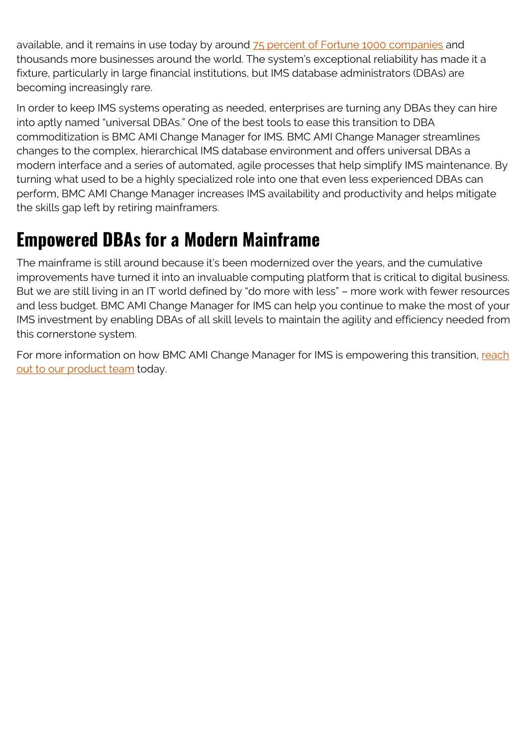available, and it remains in use today by around [75 percent of Fortune 1000 companies] and thousands more businesses around the world. The system's exceptional reliability has made it a fixture, particularly in large financial institutions, but IMS database administrators (DBAs) are becoming increasingly rare.

In order to keep IMS systems operating as needed, enterprises are turning any DBAs they can hire into aptly named "universal DBAs." One of the best tools to ease this transition to DBA commoditization is BMC AMI Change Manager for IMS. BMC AMI Change Manager streamlines changes to the complex, hierarchical IMS database environment and offers universal DBAs a modern interface and a series of automated, agile processes that help simplify IMS maintenance. By turning what used to be a highly specialized role into one that even less experienced DBAs can perform, BMC AMI Change Manager increases IMS availability and productivity and helps mitigate the skills gap left by retiring mainframers.

## Empowered DBAs for a Modern Mainframe

The mainframe is still around because it's been modernized over the years, and the cumulative improvements have turned it into an invaluable computing platform that is critical to digital business. But we are still living in an IT world defined by "do more with less" – more work with fewer resources and less budget. BMC AMI Change Manager for IMS can help you continue to make the most of your IMS investment by enabling DBAs of all skill levels to maintain the agility and efficiency needed from this cornerstone system.

For more information on how BMC AMI Change Manager for IMS is empowering this transition, [reach out to our product team] today.